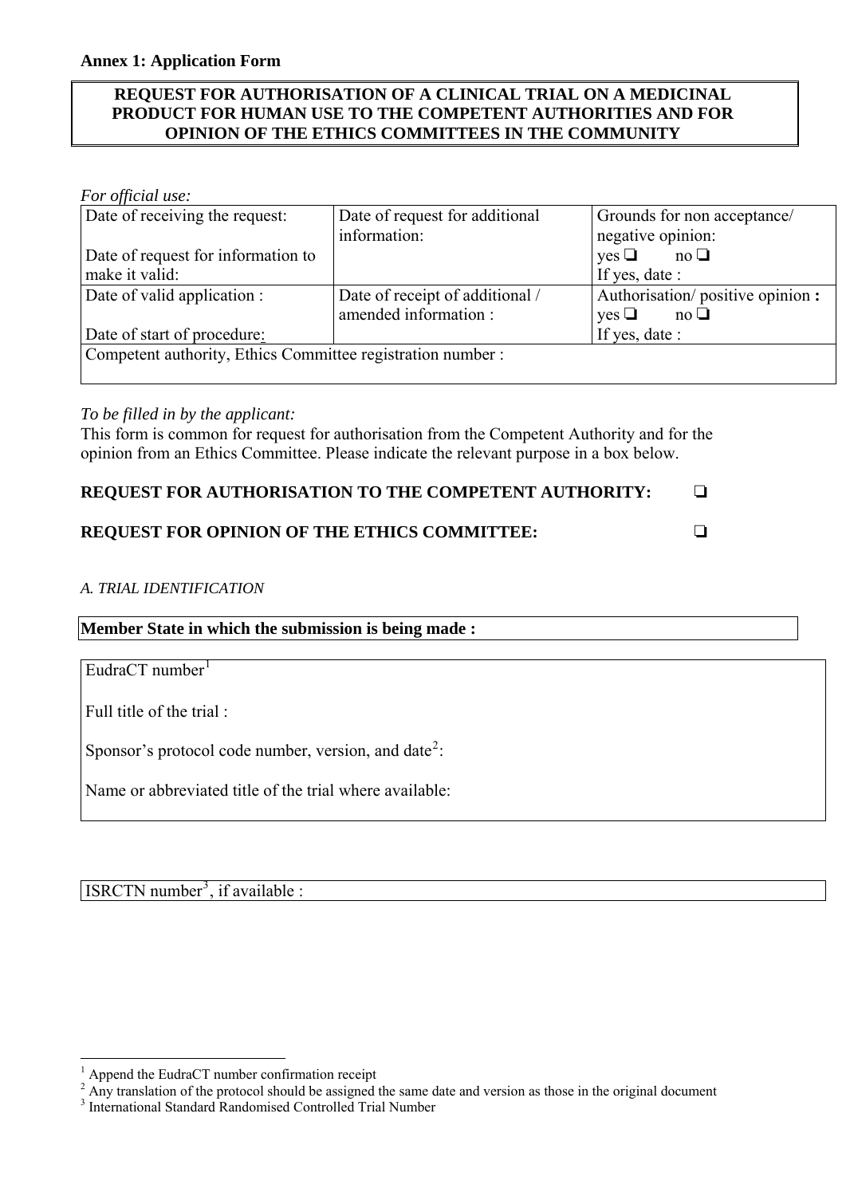**Annex 1: Application Form**

**REQUEST FOR AUTHORISATION OF A CLINICAL TRIAL ON A MEDICINAL PRODUCT FOR HUMAN USE TO THE COMPETENT AUTHORITIES AND FOR OPINION OF THE ETHICS COMMITTEES IN THE COMMUNITY**

*For official use:*

| | | |
|---|---|---|
| Date of receiving the request:<br><br>Date of request for information to make it valid: | Date of request for additional information: | Grounds for non acceptance/ negative opinion:<br>yes ❑ no ❑<br>If yes, date : |
| Date of valid application :<br><br>Date of start of procedure: | Date of receipt of additional / amended information : | Authorisation/ positive opinion **:**<br>yes ❑ no ❑<br>If yes, date : |
| Competent authority, Ethics Committee registration number : | | |

*To be filled in by the applicant:*
This form is common for request for authorisation from the Competent Authority and for the opinion from an Ethics Committee. Please indicate the relevant purpose in a box below.

**REQUEST FOR AUTHORISATION TO THE COMPETENT AUTHORITY:** ❑

**REQUEST FOR OPINION OF THE ETHICS COMMITTEE:** ❑

*A. TRIAL IDENTIFICATION*

**Member State in which the submission is being made :**

EudraCT number[1]

Full title of the trial :

Sponsor's protocol code number, version, and date[2]:

Name or abbreviated title of the trial where available:

ISRCTN number[3], if available :

[1] Append the EudraCT number confirmation receipt
[2] Any translation of the protocol should be assigned the same date and version as those in the original document
[3] International Standard Randomised Controlled Trial Number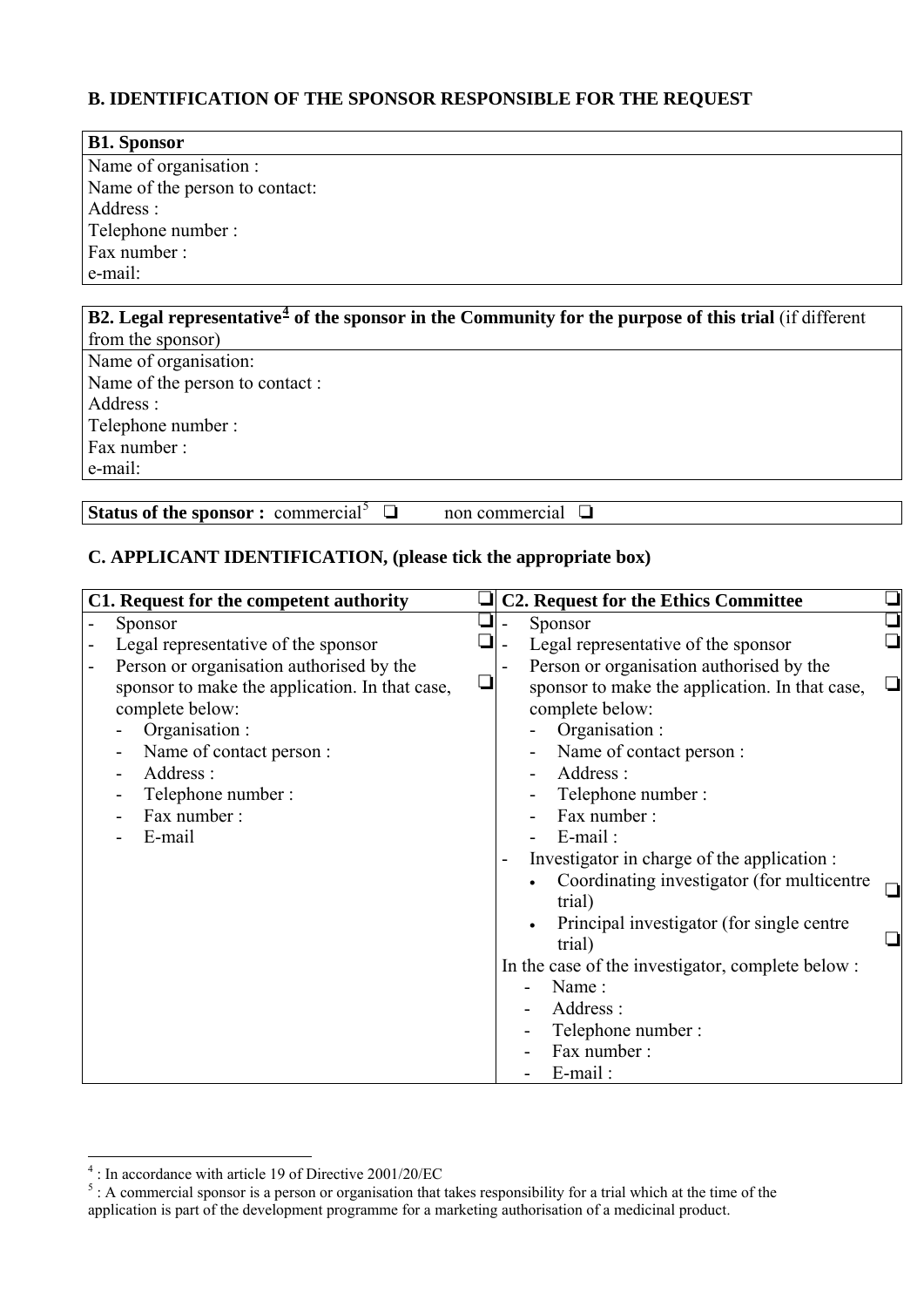## B. IDENTIFICATION OF THE SPONSOR RESPONSIBLE FOR THE REQUEST

| **B1. Sponsor** |
|---|
| Name of organisation : |
| Name of the person to contact: |
| Address : |
| Telephone number : |
| Fax number : |
| e-mail: |

| **B2. Legal representative[4] of the sponsor in the Community for the purpose of this trial** (if different from the sponsor) |
|---|
| Name of organisation: |
| Name of the person to contact : |
| Address : |
| Telephone number : |
| Fax number : |
| e-mail: |

| **Status of the sponsor :** commercial[5] ❑ non commercial ❑ |
|---|

## C. APPLICANT IDENTIFICATION, (please tick the appropriate box)

| **C1. Request for the competent authority** | ❑ | **C2. Request for the Ethics Committee** | ❑ |
|---|---|---|---|
| - Sponsor | ❑ | - Sponsor | ❑ |
| - Legal representative of the sponsor | ❑ | - Legal representative of the sponsor | ❑ |
| - Person or organisation authorised by the sponsor to make the application. In that case, complete below: | ❑ | - Person or organisation authorised by the sponsor to make the application. In that case, complete below: | ❑ |
| - Organisation : | | - Organisation : | |
| - Name of contact person : | | - Name of contact person : | |
| - Address : | | - Address : | |
| - Telephone number : | | - Telephone number : | |
| - Fax number : | | - Fax number : | |
| - E-mail | | - E-mail : | |
| | | - Investigator in charge of the application : | |
| | | • Coordinating investigator (for multicentre trial) | ❑ |
| | | • Principal investigator (for single centre trial) | ❑ |
| | | In the case of the investigator, complete below : | |
| | | - Name : | |
| | | - Address : | |
| | | - Telephone number : | |
| | | - Fax number : | |
| | | - E-mail : | |

---

[4] : In accordance with article 19 of Directive 2001/20/EC

[5] : A commercial sponsor is a person or organisation that takes responsibility for a trial which at the time of the application is part of the development programme for a marketing authorisation of a medicinal product.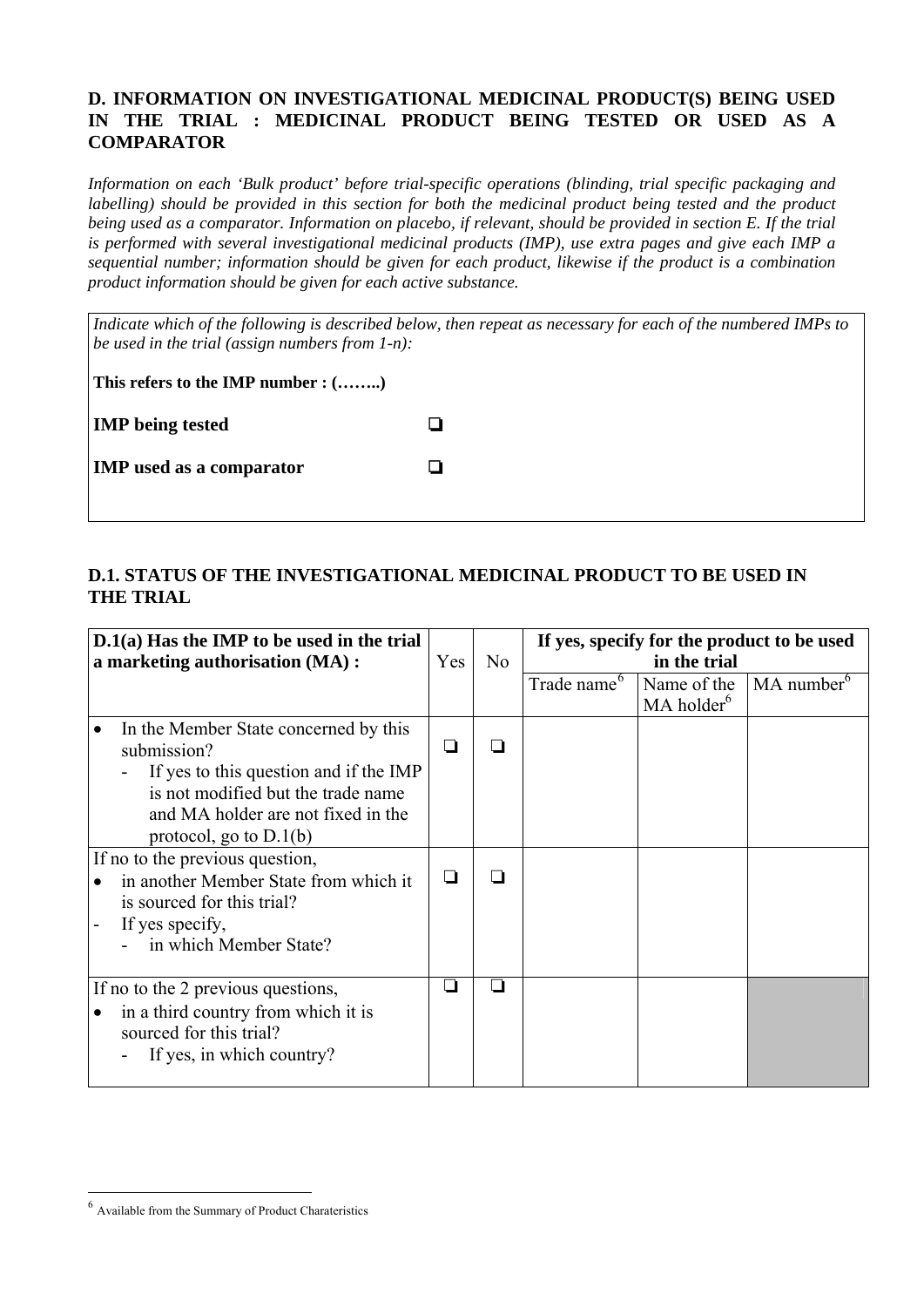## D. INFORMATION ON INVESTIGATIONAL MEDICINAL PRODUCT(S) BEING USED IN THE TRIAL : MEDICINAL PRODUCT BEING TESTED OR USED AS A COMPARATOR

*Information on each 'Bulk product' before trial-specific operations (blinding, trial specific packaging and labelling) should be provided in this section for both the medicinal product being tested and the product being used as a comparator. Information on placebo, if relevant, should be provided in section E. If the trial is performed with several investigational medicinal products (IMP), use extra pages and give each IMP a sequential number; information should be given for each product, likewise if the product is a combination product information should be given for each active substance.*

*Indicate which of the following is described below, then repeat as necessary for each of the numbered IMPs to be used in the trial (assign numbers from 1-n):*

**This refers to the IMP number : (……..)**

**IMP being tested** ❑

**IMP used as a comparator** ❑

## D.1. STATUS OF THE INVESTIGATIONAL MEDICINAL PRODUCT TO BE USED IN THE TRIAL

| **D.1(a) Has the IMP to be used in the trial a marketing authorisation (MA) :** | Yes | No | **If yes, specify for the product to be used in the trial** | | |
|---|---|---|---|---|---|
| | | | Trade name[6] | Name of the MA holder[6] | MA number[6] |
| • In the Member State concerned by this submission?<br>- If yes to this question and if the IMP is not modified but the trade name and MA holder are not fixed in the protocol, go to D.1(b) | ❑ | ❑ | | | |
| If no to the previous question,<br>• in another Member State from which it is sourced for this trial?<br>- If yes specify,<br>- in which Member State? | ❑ | ❑ | | | |
| If no to the 2 previous questions,<br>• in a third country from which it is sourced for this trial?<br>- If yes, in which country? | ❑ | ❑ | | | |

[6] Available from the Summary of Product Charateristics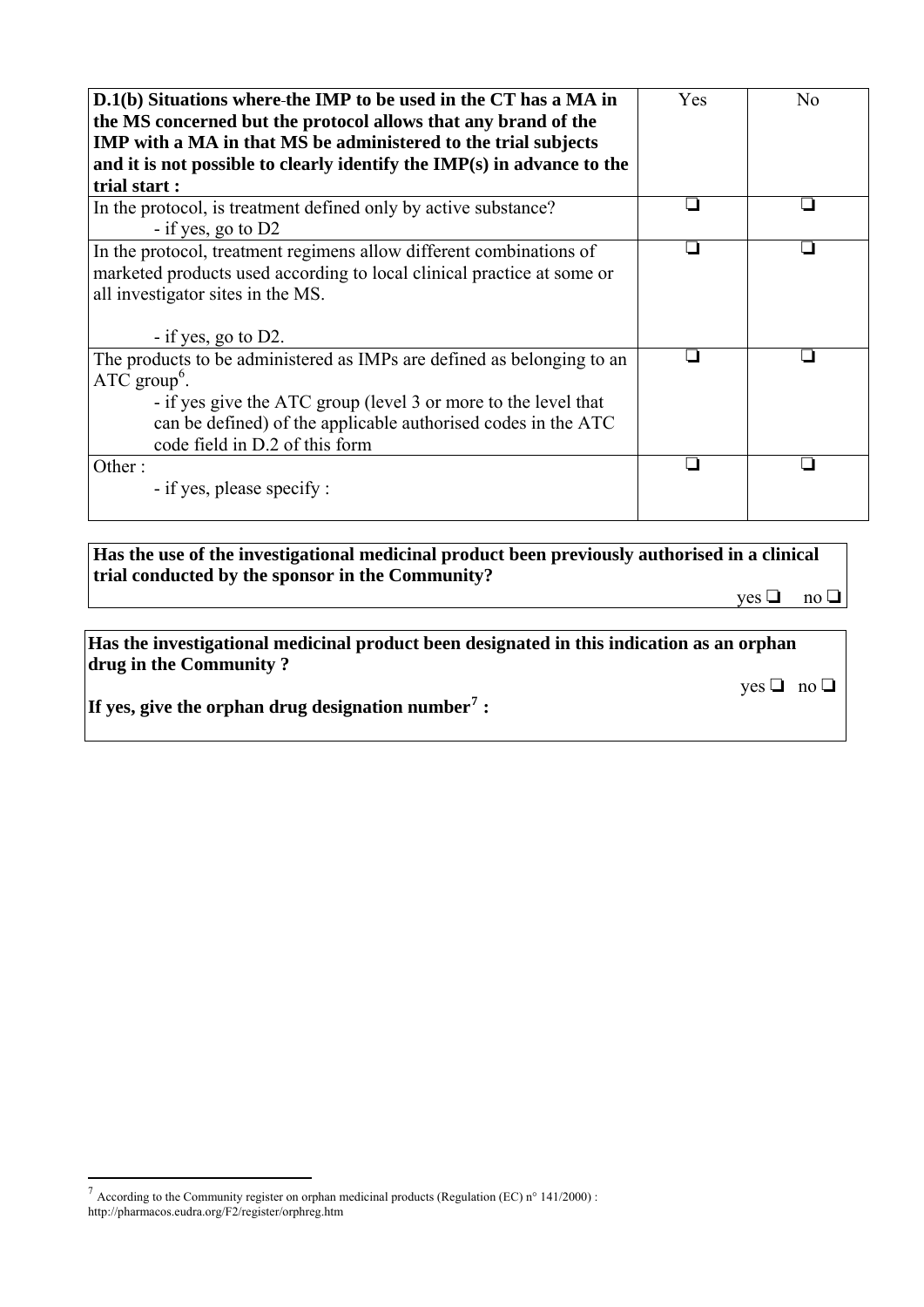| **D.1(b) Situations where the IMP to be used in the CT has a MA in the MS concerned but the protocol allows that any brand of the IMP with a MA in that MS be administered to the trial subjects and it is not possible to clearly identify the IMP(s) in advance to the trial start :** | Yes | No |
|---|---|---|
| In the protocol, is treatment defined only by active substance? <br> - if yes, go to D2 | ❑ | ❑ |
| In the protocol, treatment regimens allow different combinations of marketed products used according to local clinical practice at some or all investigator sites in the MS. <br><br> - if yes, go to D2. | ❑ | ❑ |
| The products to be administered as IMPs are defined as belonging to an ATC group[6]. <br> - if yes give the ATC group (level 3 or more to the level that can be defined) of the applicable authorised codes in the ATC code field in D.2 of this form | ❑ | ❑ |
| Other : <br> - if yes, please specify : | ❑ | ❑ |

**Has the use of the investigational medicinal product been previously authorised in a clinical trial conducted by the sponsor in the Community?**

yes ❑ no ❑

**Has the investigational medicinal product been designated in this indication as an orphan drug in the Community ?**

yes ❑ no ❑

**If yes, give the orphan drug designation number[7] :**

[7] According to the Community register on orphan medicinal products (Regulation (EC) n° 141/2000) : http://pharmacos.eudra.org/F2/register/orphreg.htm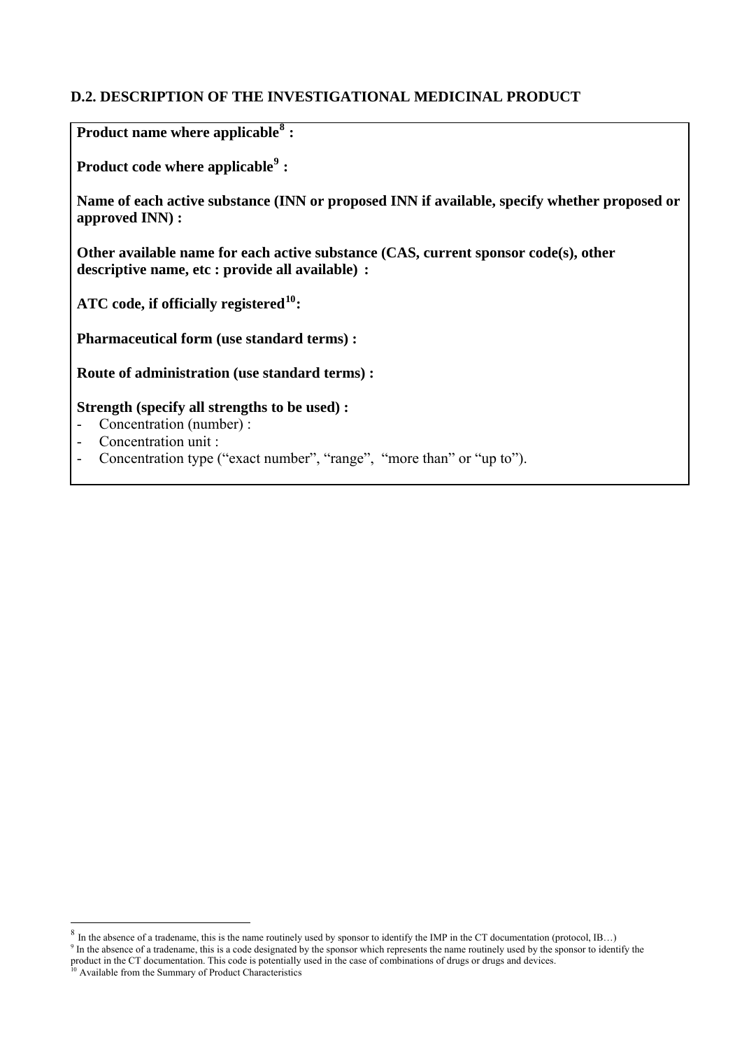### D.2. DESCRIPTION OF THE INVESTIGATIONAL MEDICINAL PRODUCT

**Product name where applicable[8] :**

**Product code where applicable[9] :**

**Name of each active substance (INN or proposed INN if available, specify whether proposed or approved INN) :**

**Other available name for each active substance (CAS, current sponsor code(s), other descriptive name, etc : provide all available) :**

**ATC code, if officially registered[10]:**

**Pharmaceutical form (use standard terms) :**

**Route of administration (use standard terms) :**

**Strength (specify all strengths to be used) :**

- Concentration (number) :
- Concentration unit :
- Concentration type ("exact number", "range", "more than" or "up to").

---

[8] In the absence of a tradename, this is the name routinely used by sponsor to identify the IMP in the CT documentation (protocol, IB…)

[9] In the absence of a tradename, this is a code designated by the sponsor which represents the name routinely used by the sponsor to identify the product in the CT documentation. This code is potentially used in the case of combinations of drugs or drugs and devices.

[10] Available from the Summary of Product Characteristics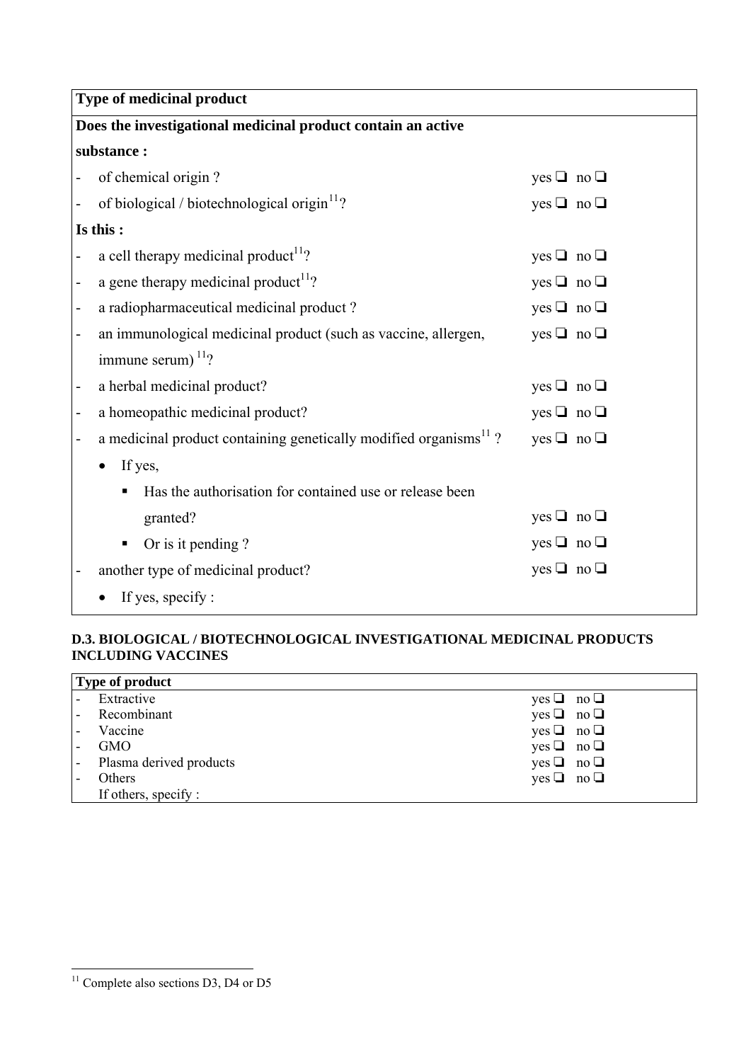| **Type of medicinal product** | |
|---|---|
| **Does the investigational medicinal product contain an active substance :** | |
| - of chemical origin ? | yes ❑ no ❑ |
| - of biological / biotechnological origin[11]? | yes ❑ no ❑ |
| **Is this :** | |
| - a cell therapy medicinal product[11]? | yes ❑ no ❑ |
| - a gene therapy medicinal product[11]? | yes ❑ no ❑ |
| - a radiopharmaceutical medicinal product ? | yes ❑ no ❑ |
| - an immunological medicinal product (such as vaccine, allergen, immune serum) [11]? | yes ❑ no ❑ |
| - a herbal medicinal product? | yes ❑ no ❑ |
| - a homeopathic medicinal product? | yes ❑ no ❑ |
| - a medicinal product containing genetically modified organisms[11] ? | yes ❑ no ❑ |
| • If yes, | |
| ▪ Has the authorisation for contained use or release been granted? | yes ❑ no ❑ |
| ▪ Or is it pending ? | yes ❑ no ❑ |
| - another type of medicinal product? | yes ❑ no ❑ |
| • If yes, specify : | |

**D.3. BIOLOGICAL / BIOTECHNOLOGICAL INVESTIGATIONAL MEDICINAL PRODUCTS INCLUDING VACCINES**

| **Type of product** | |
|---|---|
| - Extractive | yes ❑ no ❑ |
| - Recombinant | yes ❑ no ❑ |
| - Vaccine | yes ❑ no ❑ |
| - GMO | yes ❑ no ❑ |
| - Plasma derived products | yes ❑ no ❑ |
| - Others | yes ❑ no ❑ |
| If others, specify : | |

[11] Complete also sections D3, D4 or D5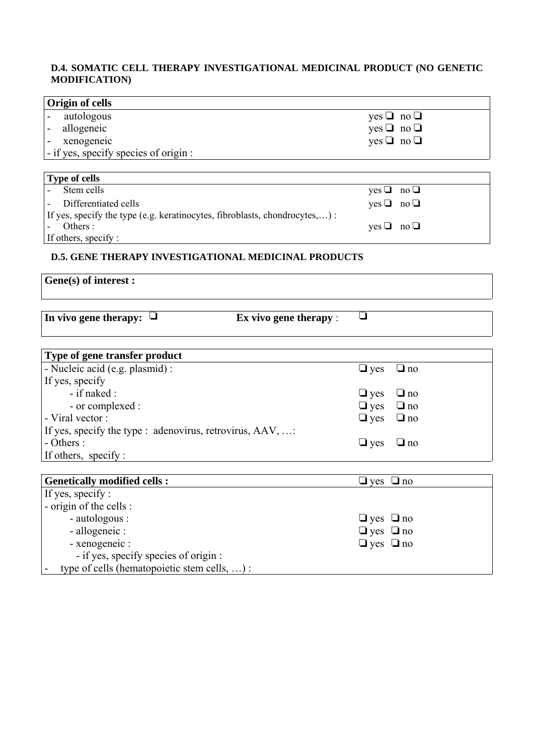**D.4. SOMATIC CELL THERAPY INVESTIGATIONAL MEDICINAL PRODUCT (NO GENETIC MODIFICATION)**

| **Origin of cells** | |
|---|---|
| - autologous | yes ❑ no ❑ |
| - allogeneic | yes ❑ no ❑ |
| - xenogeneic | yes ❑ no ❑ |
| - if yes, specify species of origin : | |

| **Type of cells** | |
|---|---|
| - Stem cells | yes ❑ no ❑ |
| - Differentiated cells | yes ❑ no ❑ |
| If yes, specify the type (e.g. keratinocytes, fibroblasts, chondrocytes,…) : | |
| - Others : | yes ❑ no ❑ |
| If others, specify : | |

**D.5. GENE THERAPY INVESTIGATIONAL MEDICINAL PRODUCTS**

| **Gene(s) of interest :** |
|---|

| **In vivo gene therapy:** ❑ | **Ex vivo gene therapy** : ❑ |
|---|---|

| **Type of gene transfer product** | |
|---|---|
| - Nucleic acid (e.g. plasmid) : | ❑ yes ❑ no |
| If yes, specify | |
| - if naked : | ❑ yes ❑ no |
| - or complexed : | ❑ yes ❑ no |
| - Viral vector : | ❑ yes ❑ no |
| If yes, specify the type : adenovirus, retrovirus, AAV, …: | |
| - Others : | ❑ yes ❑ no |
| If others, specify : | |

| **Genetically modified cells :** | ❑ yes ❑ no |
|---|---|
| If yes, specify : | |
| - origin of the cells : | |
| - autologous : | ❑ yes ❑ no |
| - allogeneic : | ❑ yes ❑ no |
| - xenogeneic : | ❑ yes ❑ no |
| - if yes, specify species of origin : | |
| - type of cells (hematopoietic stem cells, …) : | |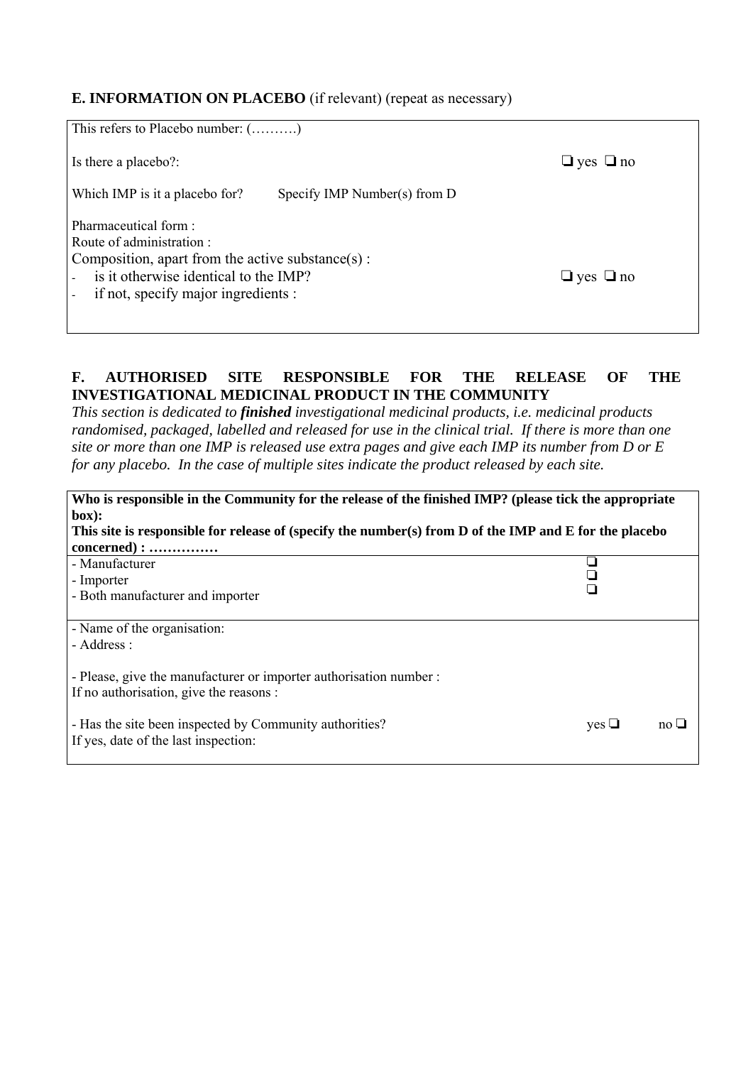## E. INFORMATION ON PLACEBO (if relevant) (repeat as necessary)

| | |
|---|---|
| This refers to Placebo number: (……….) | |
| Is there a placebo?: | ❑ yes ❑ no |
| Which IMP is it a placebo for? Specify IMP Number(s) from D | |
| Pharmaceutical form :<br>Route of administration :<br>Composition, apart from the active substance(s) :<br>- is it otherwise identical to the IMP?<br>- if not, specify major ingredients : | <br><br><br>❑ yes ❑ no |

## F. AUTHORISED SITE RESPONSIBLE FOR THE RELEASE OF THE INVESTIGATIONAL MEDICINAL PRODUCT IN THE COMMUNITY

*This section is dedicated to **finished** investigational medicinal products, i.e. medicinal products randomised, packaged, labelled and released for use in the clinical trial. If there is more than one site or more than one IMP is released use extra pages and give each IMP its number from D or E for any placebo. In the case of multiple sites indicate the product released by each site.*

| | |
|---|---|
| **Who is responsible in the Community for the release of the finished IMP? (please tick the appropriate box):**<br>**This site is responsible for release of (specify the number(s) from D of the IMP and E for the placebo concerned) : ……………** | |
| - Manufacturer<br>- Importer<br>- Both manufacturer and importer | ❑<br>❑<br>❑ |
| - Name of the organisation:<br>- Address :<br><br>- Please, give the manufacturer or importer authorisation number :<br>If no authorisation, give the reasons :<br><br>- Has the site been inspected by Community authorities?<br>If yes, date of the last inspection: | <br><br><br><br><br><br>yes ❑ no ❑ |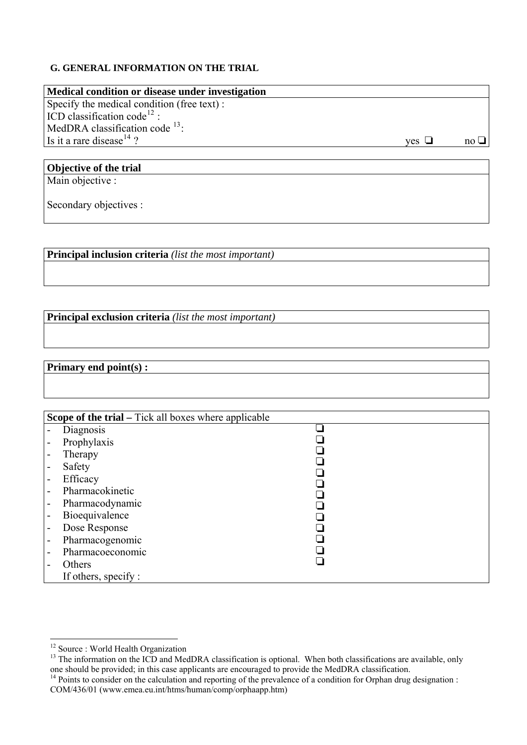### G. GENERAL INFORMATION ON THE TRIAL

| **Medical condition or disease under investigation** | | |
|---|---|---|
| Specify the medical condition (free text) : | | |
| ICD classification code[12] : | | |
| MedDRA classification code [13]: | | |
| Is it a rare disease[14] ? | yes ❑ | no ❑ |

| **Objective of the trial** |
|---|
| Main objective :<br><br>Secondary objectives : |

| **Principal inclusion criteria** *(list the most important)* |
|---|
| |

| **Principal exclusion criteria** *(list the most important)* |
|---|
| |

| **Primary end point(s) :** |
|---|
| |

| **Scope of the trial –** Tick all boxes where applicable | |
|---|---|
| - Diagnosis | ❑ |
| - Prophylaxis | ❑ |
| - Therapy | ❑ |
| - Safety | ❑ |
| - Efficacy | ❑ |
| - Pharmacokinetic | ❑ |
| - Pharmacodynamic | ❑ |
| - Bioequivalence | ❑ |
| - Dose Response | ❑ |
| - Pharmacogenomic | ❑ |
| - Pharmacoeconomic | ❑ |
| - Others | ❑ |
| If others, specify : | |

[12] Source : World Health Organization

[13] The information on the ICD and MedDRA classification is optional. When both classifications are available, only one should be provided; in this case applicants are encouraged to provide the MedDRA classification.

[14] Points to consider on the calculation and reporting of the prevalence of a condition for Orphan drug designation : COM/436/01 (www.emea.eu.int/htms/human/comp/orphaapp.htm)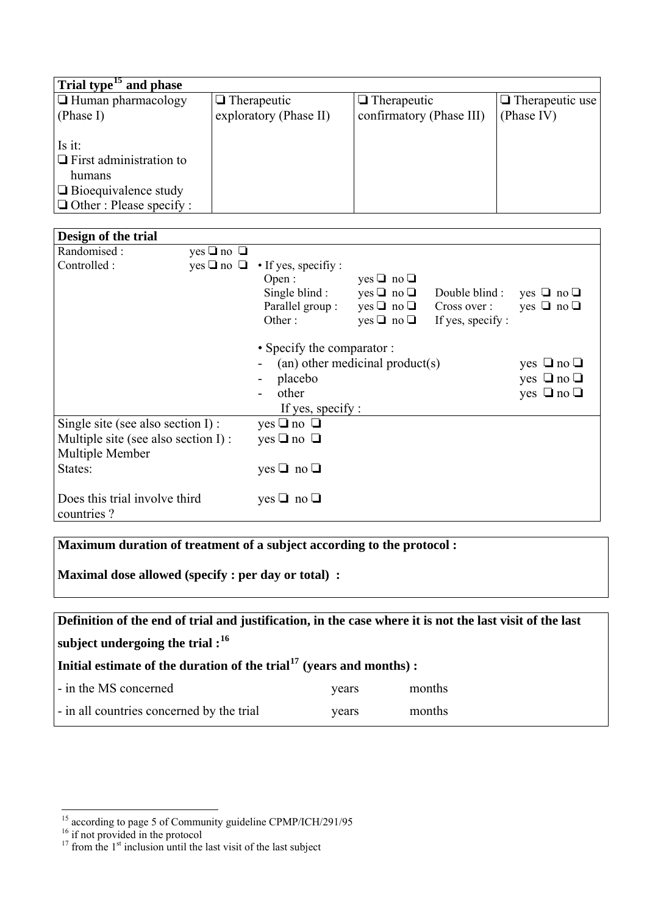| **Trial type[15] and phase** | | | |
|---|---|---|---|
| ❑ Human pharmacology (Phase I)<br><br>Is it:<br>❑ First administration to humans<br>❑ Bioequivalence study<br>❑ Other : Please specify : | ❑ Therapeutic exploratory (Phase II) | ❑ Therapeutic confirmatory (Phase III) | ❑ Therapeutic use (Phase IV) |

| **Design of the trial** | | | | | |
|---|---|---|---|---|---|
| Randomised : | yes ❑ no ❑ | | | | |
| Controlled : | yes ❑ no ❑ | • If yes, specifiy : | | | |
| | | Open : | yes ❑ no ❑ | | |
| | | Single blind : | yes ❑ no ❑ | Double blind : | yes ❑ no ❑ |
| | | Parallel group : | yes ❑ no ❑ | Cross over : | yes ❑ no ❑ |
| | | Other : | yes ❑ no ❑ | If yes, specify : | |
| | | • Specify the comparator : | | | |
| | | - (an) other medicinal product(s) | | | yes ❑ no ❑ |
| | | - placebo | | | yes ❑ no ❑ |
| | | - other | | | yes ❑ no ❑ |
| | | If yes, specify : | | | |
| Single site (see also section I) : | yes ❑ no ❑ | | | | |
| Multiple site (see also section I) : | yes ❑ no ❑ | | | | |
| Multiple Member States: | yes ❑ no ❑ | | | | |
| Does this trial involve third countries ? | yes ❑ no ❑ | | | | |

**Maximum duration of treatment of a subject according to the protocol :**

**Maximal dose allowed (specify : per day or total) :**

**Definition of the end of trial and justification, in the case where it is not the last visit of the last subject undergoing the trial :[16]**

**Initial estimate of the duration of the trial[17] (years and months) :**

| | | |
|---|---|---|
| - in the MS concerned | years | months |
| - in all countries concerned by the trial | years | months |

---

[15] according to page 5 of Community guideline CPMP/ICH/291/95

[16] if not provided in the protocol

[17] from the 1st inclusion until the last visit of the last subject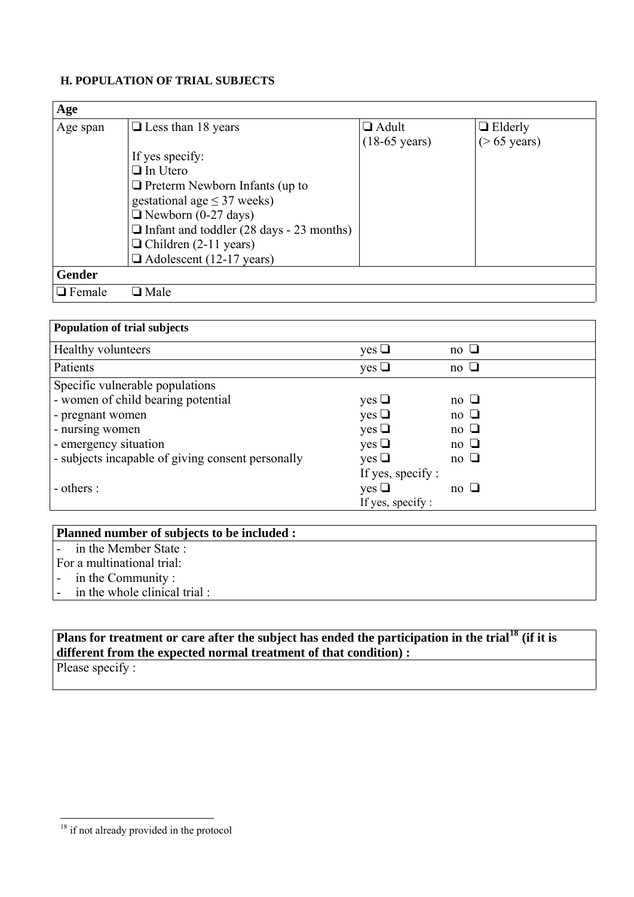#### H. POPULATION OF TRIAL SUBJECTS

| **Age** | | | |
|---|---|---|---|
| Age span | ❑ Less than 18 years<br><br>If yes specify:<br>❑ In Utero<br>❑ Preterm Newborn Infants (up to gestational age ≤ 37 weeks)<br>❑ Newborn (0-27 days)<br>❑ Infant and toddler (28 days - 23 months)<br>❑ Children (2-11 years)<br>❑ Adolescent (12-17 years) | ❑ Adult<br>(18-65 years) | ❑ Elderly<br>(> 65 years) |
| **Gender** | | | |
| ❑ Female | ❑ Male | | |

| **Population of trial subjects** | | |
|---|---|---|
| Healthy volunteers | yes ❑ | no ❑ |
| Patients | yes ❑ | no ❑ |
| Specific vulnerable populations | | |
| - women of child bearing potential | yes ❑ | no ❑ |
| - pregnant women | yes ❑ | no ❑ |
| - nursing women | yes ❑ | no ❑ |
| - emergency situation | yes ❑ | no ❑ |
| - subjects incapable of giving consent personally | yes ❑<br>If yes, specify : | no ❑ |
| - others : | yes ❑<br>If yes, specify : | no ❑ |

| **Planned number of subjects to be included :** |
|---|
| - in the Member State :<br>For a multinational trial:<br>- in the Community :<br>- in the whole clinical trial : |

| **Plans for treatment or care after the subject has ended the participation in the trial[18] (if it is different from the expected normal treatment of that condition) :** |
|---|
| Please specify : |

[18] if not already provided in the protocol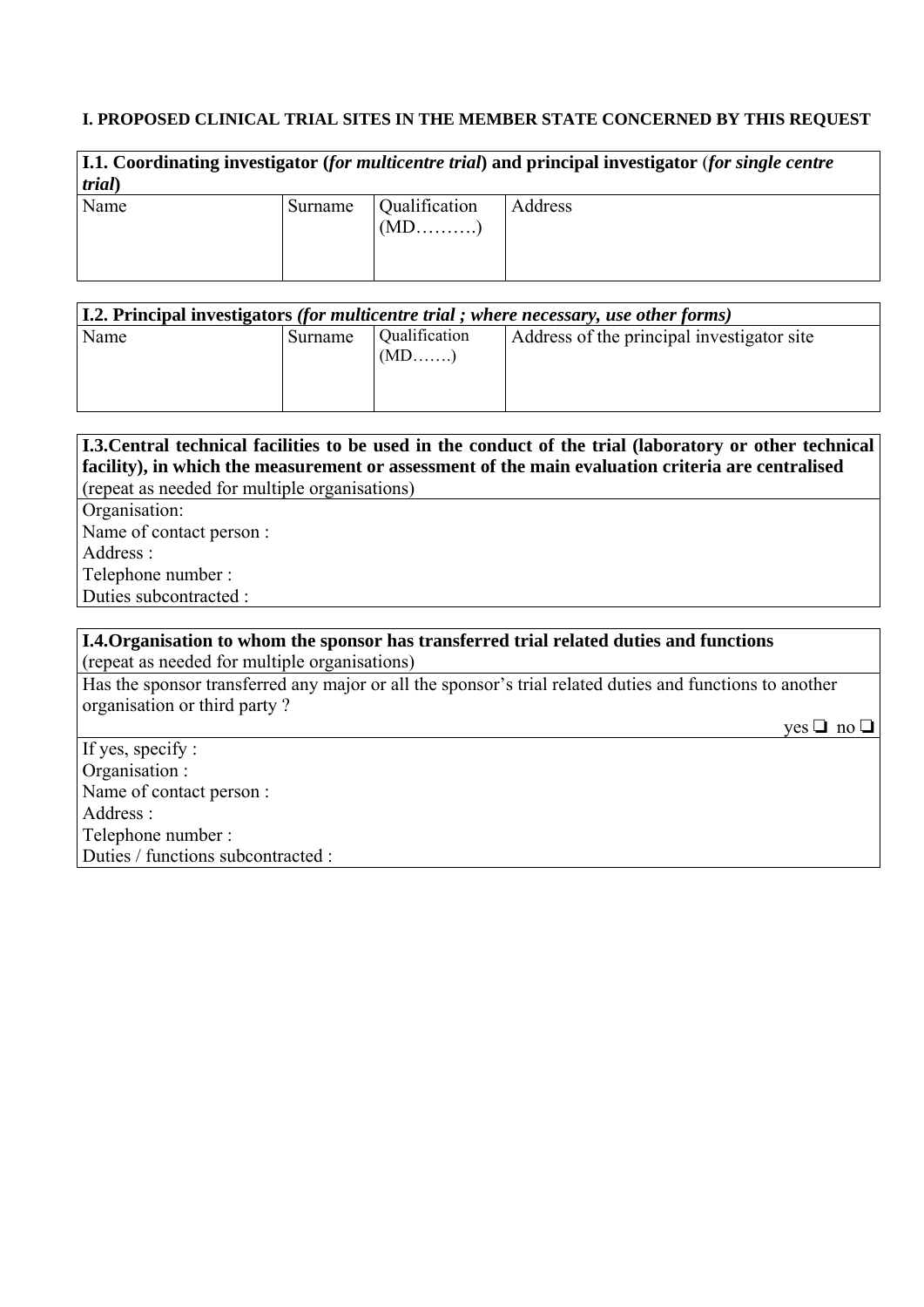**I. PROPOSED CLINICAL TRIAL SITES IN THE MEMBER STATE CONCERNED BY THIS REQUEST**

| **I.1. Coordinating investigator (*for multicentre trial*) and principal investigator (*for single centre trial*)** | | | |
|---|---|---|---|
| Name | Surname | Qualification (MD……….) | Address |

| **I.2. Principal investigators *(for multicentre trial ; where necessary, use other forms)*** | | | |
|---|---|---|---|
| Name | Surname | Qualification (MD…….) | Address of the principal investigator site |

| **I.3.Central technical facilities to be used in the conduct of the trial (laboratory or other technical facility), in which the measurement or assessment of the main evaluation criteria are centralised** (repeat as needed for multiple organisations) |
|---|
| Organisation:<br>Name of contact person :<br>Address :<br>Telephone number :<br>Duties subcontracted : |

| **I.4.Organisation to whom the sponsor has transferred trial related duties and functions** (repeat as needed for multiple organisations) |
|---|
| Has the sponsor transferred any major or all the sponsor's trial related duties and functions to another organisation or third party ? yes ❑ no ❑ |
| If yes, specify :<br>Organisation :<br>Name of contact person :<br>Address :<br>Telephone number :<br>Duties / functions subcontracted : |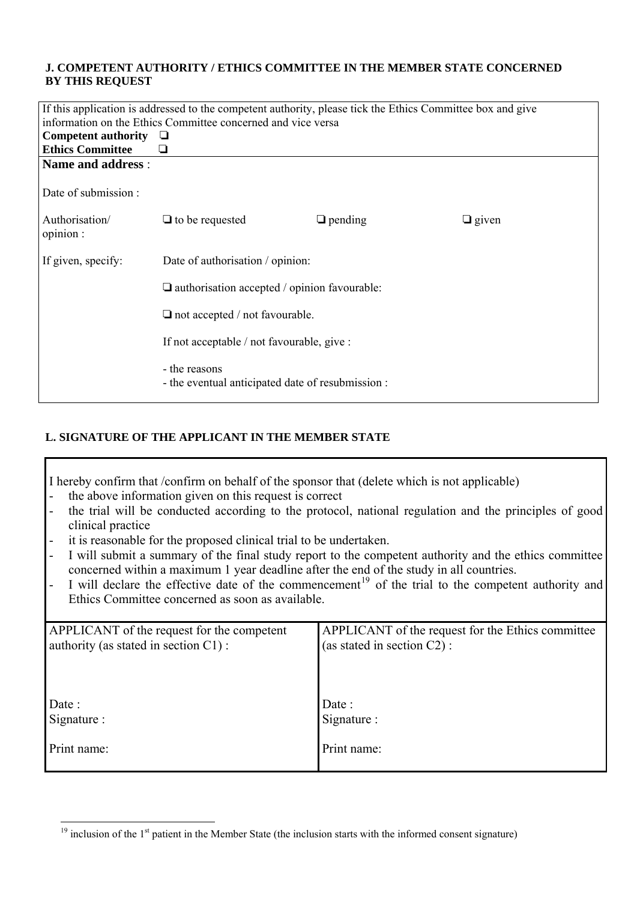**J. COMPETENT AUTHORITY / ETHICS COMMITTEE IN THE MEMBER STATE CONCERNED BY THIS REQUEST**

If this application is addressed to the competent authority, please tick the Ethics Committee box and give information on the Ethics Committee concerned and vice versa

**Competent authority** ❑
**Ethics Committee** ❑

**Name and address** :

Date of submission :

| | | | |
|---|---|---|---|
| Authorisation/ opinion : | ❑ to be requested | ❑ pending | ❑ given |

If given, specify: Date of authorisation / opinion:

❑ authorisation accepted / opinion favourable:

❑ not accepted / not favourable.

If not acceptable / not favourable, give :

- the reasons
- the eventual anticipated date of resubmission :

**L. SIGNATURE OF THE APPLICANT IN THE MEMBER STATE**

I hereby confirm that /confirm on behalf of the sponsor that (delete which is not applicable)

- the above information given on this request is correct
- the trial will be conducted according to the protocol, national regulation and the principles of good clinical practice
- it is reasonable for the proposed clinical trial to be undertaken.
- I will submit a summary of the final study report to the competent authority and the ethics committee concerned within a maximum 1 year deadline after the end of the study in all countries.
- I will declare the effective date of the commencement[19] of the trial to the competent authority and Ethics Committee concerned as soon as available.

| APPLICANT of the request for the competent authority (as stated in section C1) : | APPLICANT of the request for the Ethics committee (as stated in section C2) : |
|---|---|
| Date : | Date : |
| Signature : | Signature : |
| Print name: | Print name: |

[19] inclusion of the 1st patient in the Member State (the inclusion starts with the informed consent signature)